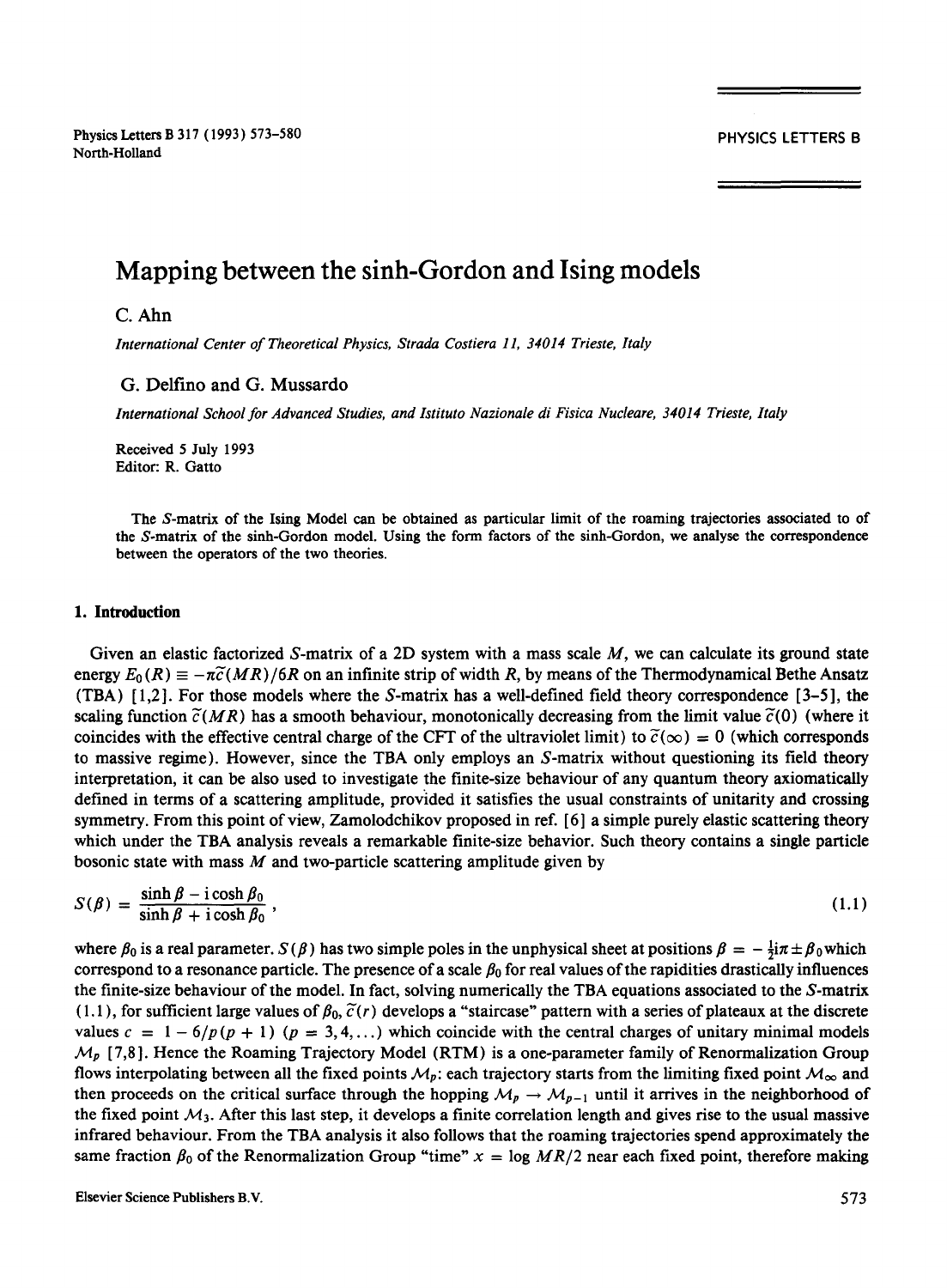# Mapping between the sinh-Gordon and Ising models

C. Ahn

*International Center of Theoretical Physics, Strada Costiera 11, 34014 Trieste, Italy*

G. Delfino and G. Mussardo

*International School for Advanced Studies, and Istituto Nazionale di Fisica Nucleare, 34014 Trieste, Italy*

Received 5 July 1993
Editor: R. Gatto

The $S$-matrix of the Ising Model can be obtained as particular limit of the roaming trajectories associated to of the $S$-matrix of the sinh-Gordon model. Using the form factors of the sinh-Gordon, we analyse the correspondence between the operators of the two theories.

## 1. Introduction

Given an elastic factorized $S$-matrix of a 2D system with a mass scale $M$, we can calculate its ground state energy $E_0(R) \equiv -\pi\tilde{c}(MR)/6R$ on an infinite strip of width $R$, by means of the Thermodynamical Bethe Ansatz (TBA) [1,2]. For those models where the $S$-matrix has a well-defined field theory correspondence [3–5], the scaling function $\tilde{c}(MR)$ has a smooth behaviour, monotonically decreasing from the limit value $\tilde{c}(0)$ (where it coincides with the effective central charge of the CFT of the ultraviolet limit) to $\tilde{c}(\infty) = 0$ (which corresponds to massive regime). However, since the TBA only employs an $S$-matrix without questioning its field theory interpretation, it can be also used to investigate the finite-size behaviour of any quantum theory axiomatically defined in terms of a scattering amplitude, provided it satisfies the usual constraints of unitarity and crossing symmetry. From this point of view, Zamolodchikov proposed in ref. [6] a simple purely elastic scattering theory which under the TBA analysis reveals a remarkable finite-size behavior. Such theory contains a single particle bosonic state with mass $M$ and two-particle scattering amplitude given by

$$S(\beta) = \frac{\sinh\beta - \mathrm{i}\cosh\beta_0}{\sinh\beta + \mathrm{i}\cosh\beta_0}\,, \tag{1.1}$$

where $\beta_0$ is a real parameter. $S(\beta)$ has two simple poles in the unphysical sheet at positions $\beta = -\frac{1}{2}\mathrm{i}\pi \pm \beta_0$ which correspond to a resonance particle. The presence of a scale $\beta_0$ for real values of the rapidities drastically influences the finite-size behaviour of the model. In fact, solving numerically the TBA equations associated to the $S$-matrix (1.1), for sufficient large values of $\beta_0$, $\tilde{c}(r)$ develops a "staircase" pattern with a series of plateaux at the discrete values $c = 1 - 6/p(p+1)$ $(p = 3, 4, \ldots)$ which coincide with the central charges of unitary minimal models $\mathcal{M}_p$ [7,8]. Hence the Roaming Trajectory Model (RTM) is a one-parameter family of Renormalization Group flows interpolating between all the fixed points $\mathcal{M}_p$: each trajectory starts from the limiting fixed point $\mathcal{M}_\infty$ and then proceeds on the critical surface through the hopping $\mathcal{M}_p \to \mathcal{M}_{p-1}$ until it arrives in the neighborhood of the fixed point $\mathcal{M}_3$. After this last step, it develops a finite correlation length and gives rise to the usual massive infrared behaviour. From the TBA analysis it also follows that the roaming trajectories spend approximately the same fraction $\beta_0$ of the Renormalization Group "time" $x = \log MR/2$ near each fixed point, therefore making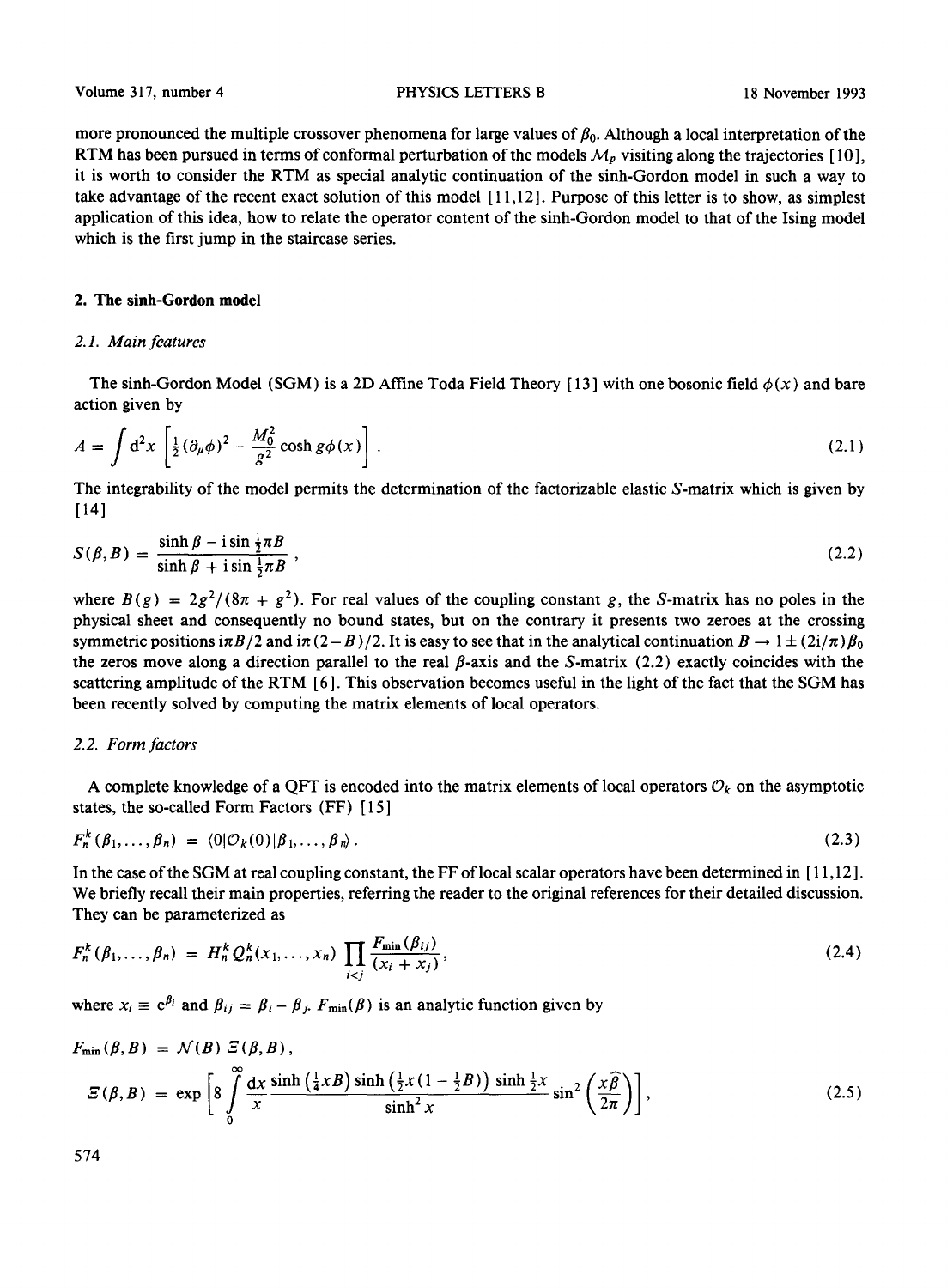more pronounced the multiple crossover phenomena for large values of $\beta_0$. Although a local interpretation of the RTM has been pursued in terms of conformal perturbation of the models $\mathcal{M}_p$ visiting along the trajectories [10], it is worth to consider the RTM as special analytic continuation of the sinh-Gordon model in such a way to take advantage of the recent exact solution of this model [11,12]. Purpose of this letter is to show, as simplest application of this idea, how to relate the operator content of the sinh-Gordon model to that of the Ising model which is the first jump in the staircase series.

## 2. The sinh-Gordon model

### 2.1. Main features

The sinh-Gordon Model (SGM) is a 2D Affine Toda Field Theory [13] with one bosonic field $\phi(x)$ and bare action given by

$$A = \int d^2x \left[ \tfrac{1}{2} (\partial_\mu \phi)^2 - \frac{M_0^2}{g^2} \cosh g\phi(x) \right] . \tag{2.1}$$

The integrability of the model permits the determination of the factorizable elastic $S$-matrix which is given by [14]

$$S(\beta, B) = \frac{\sinh\beta - i \sin \frac{1}{2}\pi B}{\sinh\beta + i \sin \frac{1}{2}\pi B} , \tag{2.2}$$

where $B(g) = 2g^2/(8\pi + g^2)$. For real values of the coupling constant $g$, the $S$-matrix has no poles in the physical sheet and consequently no bound states, but on the contrary it presents two zeroes at the crossing symmetric positions $i\pi B/2$ and $i\pi(2-B)/2$. It is easy to see that in the analytical continuation $B \to 1 \pm (2i/\pi)\beta_0$ the zeros move along a direction parallel to the real $\beta$-axis and the $S$-matrix (2.2) exactly coincides with the scattering amplitude of the RTM [6]. This observation becomes useful in the light of the fact that the SGM has been recently solved by computing the matrix elements of local operators.

### 2.2. Form factors

A complete knowledge of a QFT is encoded into the matrix elements of local operators $\mathcal{O}_k$ on the asymptotic states, the so-called Form Factors (FF) [15]

$$F_n^k(\beta_1, \dots, \beta_n) = \langle 0 | \mathcal{O}_k(0) | \beta_1, \dots, \beta_n \rangle . \tag{2.3}$$

In the case of the SGM at real coupling constant, the FF of local scalar operators have been determined in [11,12]. We briefly recall their main properties, referring the reader to the original references for their detailed discussion. They can be parameterized as

$$F_n^k(\beta_1, \dots, \beta_n) = H_n^k Q_n^k(x_1, \dots, x_n) \prod_{i<j} \frac{F_{\min}(\beta_{ij})}{(x_i + x_j)} , \tag{2.4}$$

where $x_i \equiv e^{\beta_i}$ and $\beta_{ij} = \beta_i - \beta_j$. $F_{\min}(\beta)$ is an analytic function given by

$$F_{\min}(\beta, B) = \mathcal{N}(B)\, \Xi(\beta, B) ,$$
$$\Xi(\beta, B) = \exp \left[ 8 \int_0^\infty \frac{dx}{x} \frac{\sinh\left(\frac{1}{4}xB\right) \sinh\left(\frac{1}{2}x(1 - \frac{1}{2}B)\right) \sinh \frac{1}{2}x}{\sinh^2 x} \sin^2 \left( \frac{x\widehat{\beta}}{2\pi} \right) \right] , \tag{2.5}$$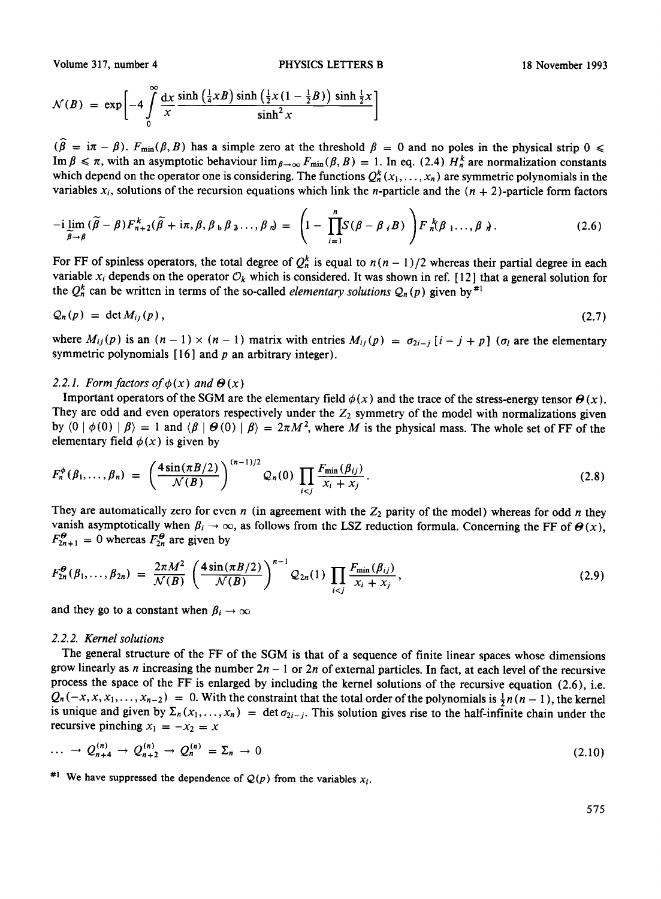$$\mathcal{N}(B) = \exp\left[-4\int_0^\infty \frac{dx}{x}\frac{\sinh\left(\frac{1}{4}xB\right)\sinh\left(\frac{1}{2}x(1-\frac{1}{2}B)\right)\sinh\frac{1}{2}x}{\sinh^2 x}\right]$$

($\widehat{\beta} = i\pi - \beta$). $F_{\min}(\beta, B)$ has a simple zero at the threshold $\beta = 0$ and no poles in the physical strip $0 \leqslant \mathrm{Im}\,\beta \leqslant \pi$, with an asymptotic behaviour $\lim_{\beta\to\infty} F_{\min}(\beta, B) = 1$. In eq. (2.4) $H_n^k$ are normalization constants which depend on the operator one is considering. The functions $Q_n^k(x_1, \ldots, x_n)$ are symmetric polynomials in the variables $x_i$, solutions of the recursion equations which link the $n$-particle and the $(n+2)$-particle form factors

$$-\mathrm{i}\lim_{\widetilde{\beta}\to\beta}(\widetilde{\beta} - \beta)F_{n+2}^k(\widetilde{\beta} + \mathrm{i}\pi, \beta, \beta_1, \beta_2, \ldots, \beta_n) = \left(1 - \prod_{i=1}^n S(\beta - \beta_i, B)\right)F_n^k(\beta_1, \ldots, \beta_n). \tag{2.6}$$

For FF of spinless operators, the total degree of $Q_n^k$ is equal to $n(n-1)/2$ whereas their partial degree in each variable $x_i$ depends on the operator $\mathcal{O}_k$ which is considered. It was shown in ref. [12] that a general solution for the $Q_n^k$ can be written in terms of the so-called *elementary solutions* $\mathcal{Q}_n(p)$ given by [#1]

$$\mathcal{Q}_n(p) = \det M_{ij}(p), \tag{2.7}$$

where $M_{ij}(p)$ is an $(n-1)\times(n-1)$ matrix with entries $M_{ij}(p) = \sigma_{2i-j}\,[i - j + p]$ ($\sigma_l$ are the elementary symmetric polynomials [16] and $p$ an arbitrary integer).

#### 2.2.1. Form factors of $\phi(x)$ and $\Theta(x)$

Important operators of the SGM are the elementary field $\phi(x)$ and the trace of the stress-energy tensor $\Theta(x)$. They are odd and even operators respectively under the $Z_2$ symmetry of the model with normalizations given by $\langle 0 \mid \phi(0) \mid \beta\rangle = 1$ and $\langle \beta \mid \Theta(0) \mid \beta\rangle = 2\pi M^2$, where $M$ is the physical mass. The whole set of FF of the elementary field $\phi(x)$ is given by

$$F_n^\phi(\beta_1, \ldots, \beta_n) = \left(\frac{4\sin(\pi B/2)}{\mathcal{N}(B)}\right)^{(n-1)/2}\mathcal{Q}_n(0)\prod_{i<j}\frac{F_{\min}(\beta_{ij})}{x_i + x_j}. \tag{2.8}$$

They are automatically zero for even $n$ (in agreement with the $Z_2$ parity of the model) whereas for odd $n$ they vanish asymptotically when $\beta_i \to \infty$, as follows from the LSZ reduction formula. Concerning the FF of $\Theta(x)$, $F_{2n+1}^\Theta = 0$ whereas $F_{2n}^\Theta$ are given by

$$F_{2n}^\Theta(\beta_1, \ldots, \beta_{2n}) = \frac{2\pi M^2}{\mathcal{N}(B)}\left(\frac{4\sin(\pi B/2)}{\mathcal{N}(B)}\right)^{n-1}\mathcal{Q}_{2n}(1)\prod_{i<j}\frac{F_{\min}(\beta_{ij})}{x_i + x_j}, \tag{2.9}$$

and they go to a constant when $\beta_i \to \infty$

#### 2.2.2. Kernel solutions

The general structure of the FF of the SGM is that of a sequence of finite linear spaces whose dimensions grow linearly as $n$ increasing the number $2n-1$ or $2n$ of external particles. In fact, at each level of the recursive process the space of the FF is enlarged by including the kernel solutions of the recursive equation (2.6), i.e. $Q_n(-x, x, x_1, \ldots, x_{n-2}) = 0$. With the constraint that the total order of the polynomials is $\frac{1}{2}n(n-1)$, the kernel is unique and given by $\Sigma_n(x_1, \ldots, x_n) = \det \sigma_{2i-j}$. This solution gives rise to the half-infinite chain under the recursive pinching $x_1 = -x_2 = x$

$$\ldots \to Q_{n+4}^{(n)} \to Q_{n+2}^{(n)} \to Q_n^{(n)} = \Sigma_n \to 0 \tag{2.10}$$

[#1] We have suppressed the dependence of $\mathcal{Q}(p)$ from the variables $x_i$.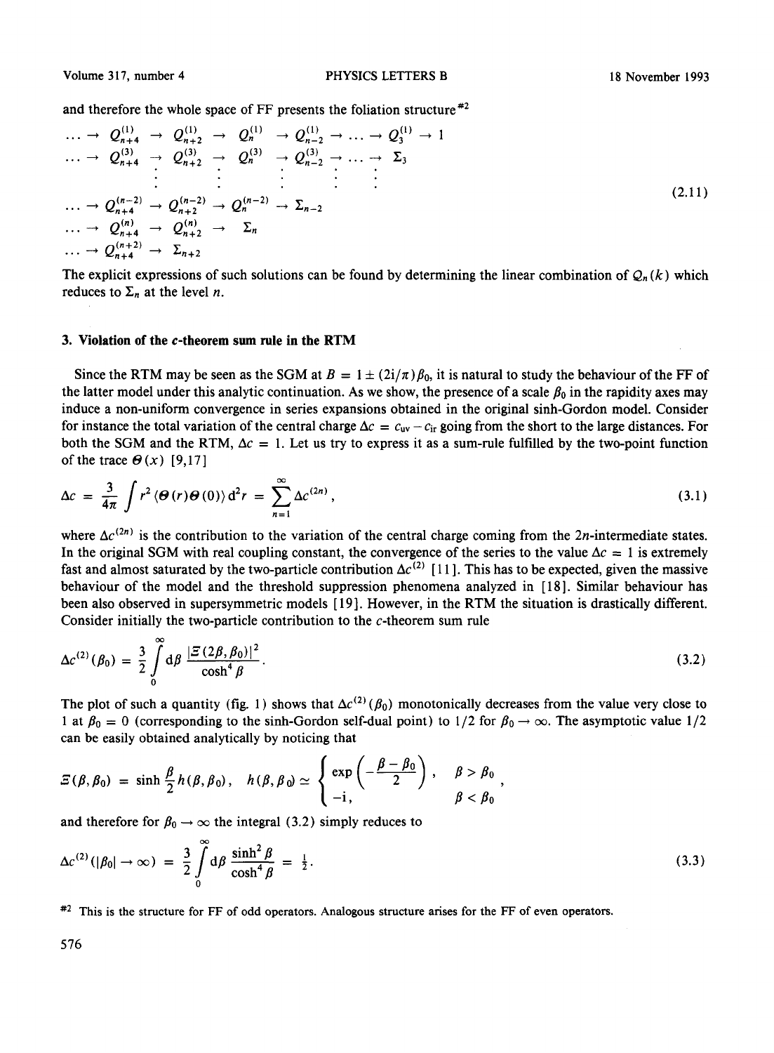and therefore the whole space of FF presents the foliation structure[#2]

$$
\begin{array}{ccccccccccc}
\ldots \to & Q_{n+4}^{(1)} & \to & Q_{n+2}^{(1)} & \to & Q_n^{(1)} & \to Q_{n-2}^{(1)} & \to \ldots \to & Q_3^{(1)} & \to 1 \\
\ldots \to & Q_{n+4}^{(3)} & \to & Q_{n+2}^{(3)} & \to & Q_n^{(3)} & \to Q_{n-2}^{(3)} & \to \ldots \to & \Sigma_3 & \\
 & \vdots & & \vdots & & \vdots & \vdots & \vdots & \vdots & \\
\ldots \to & Q_{n+4}^{(n-2)} & \to & Q_{n+2}^{(n-2)} & \to & Q_n^{(n-2)} & \to \Sigma_{n-2} & & & \\
\ldots \to & Q_{n+4}^{(n)} & \to & Q_{n+2}^{(n)} & \to & \Sigma_n & & & & \\
\ldots \to & Q_{n+4}^{(n+2)} & \to & \Sigma_{n+2} & & & & & &
\end{array}
\tag{2.11}
$$

The explicit expressions of such solutions can be found by determining the linear combination of $Q_n(k)$ which reduces to $\Sigma_n$ at the level $n$.

## 3. Violation of the c-theorem sum rule in the RTM

Since the RTM may be seen as the SGM at $B = 1 \pm (2i/\pi)\beta_0$, it is natural to study the behaviour of the FF of the latter model under this analytic continuation. As we show, the presence of a scale $\beta_0$ in the rapidity axes may induce a non-uniform convergence in series expansions obtained in the original sinh-Gordon model. Consider for instance the total variation of the central charge $\Delta c = c_{uv} - c_{ir}$ going from the short to the large distances. For both the SGM and the RTM, $\Delta c = 1$. Let us try to express it as a sum-rule fulfilled by the two-point function of the trace $\Theta(x)$ [9,17]

$$
\Delta c = \frac{3}{4\pi} \int r^2 \langle \Theta(r) \Theta(0) \rangle \, d^2 r = \sum_{n=1}^{\infty} \Delta c^{(2n)} ,
\tag{3.1}
$$

where $\Delta c^{(2n)}$ is the contribution to the variation of the central charge coming from the $2n$-intermediate states. In the original SGM with real coupling constant, the convergence of the series to the value $\Delta c = 1$ is extremely fast and almost saturated by the two-particle contribution $\Delta c^{(2)}$ [11]. This has to be expected, given the massive behaviour of the model and the threshold suppression phenomena analyzed in [18]. Similar behaviour has been also observed in supersymmetric models [19]. However, in the RTM the situation is drastically different. Consider initially the two-particle contribution to the c-theorem sum rule

$$
\Delta c^{(2)}(\beta_0) = \frac{3}{2} \int_0^{\infty} d\beta \, \frac{|\Xi(2\beta, \beta_0)|^2}{\cosh^4 \beta} .
\tag{3.2}
$$

The plot of such a quantity (fig. 1) shows that $\Delta c^{(2)}(\beta_0)$ monotonically decreases from the value very close to 1 at $\beta_0 = 0$ (corresponding to the sinh-Gordon self-dual point) to 1/2 for $\beta_0 \to \infty$. The asymptotic value 1/2 can be easily obtained analytically by noticing that

$$
\Xi(\beta, \beta_0) = \sinh \frac{\beta}{2} h(\beta, \beta_0), \quad h(\beta, \beta_0) \simeq \begin{cases} \exp\left( -\dfrac{\beta - \beta_0}{2} \right), & \beta > \beta_0 , \\ -i, & \beta < \beta_0 \end{cases}
$$

and therefore for $\beta_0 \to \infty$ the integral (3.2) simply reduces to

$$
\Delta c^{(2)}(|\beta_0| \to \infty) = \frac{3}{2} \int_0^{\infty} d\beta \, \frac{\sinh^2 \beta}{\cosh^4 \beta} = \frac{1}{2} .
\tag{3.3}
$$

[#2] This is the structure for FF of odd operators. Analogous structure arises for the FF of even operators.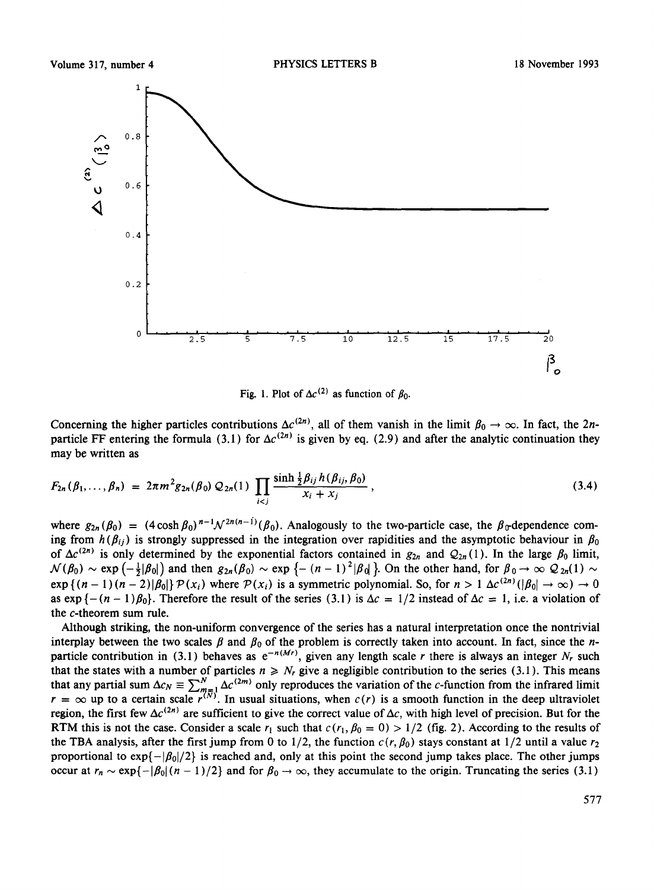Fig. 1. Plot of $\Delta c^{(2)}$ as function of $\beta_0$.

Concerning the higher particles contributions $\Delta c^{(2n)}$, all of them vanish in the limit $\beta_0 \to \infty$. In fact, the $2n$-particle FF entering the formula (3.1) for $\Delta c^{(2n)}$ is given by eq. (2.9) and after the analytic continuation they may be written as

$$F_{2n}(\beta_1, \ldots, \beta_n) = 2\pi m^2 g_{2n}(\beta_0)\, \mathcal{Q}_{2n}(1) \prod_{i<j} \frac{\sinh \frac{1}{2}\beta_{ij}\, h(\beta_{ij}, \beta_0)}{x_i + x_j}, \tag{3.4}$$

where $g_{2n}(\beta_0) = (4\cosh\beta_0)^{n-1}\mathcal{N}^{2n(n-1)}(\beta_0)$. Analogously to the two-particle case, the $\beta_0$-dependence coming from $h(\beta_{ij})$ is strongly suppressed in the integration over rapidities and the asymptotic behaviour in $\beta_0$ of $\Delta c^{(2n)}$ is only determined by the exponential factors contained in $g_{2n}$ and $\mathcal{Q}_{2n}(1)$. In the large $\beta_0$ limit, $\mathcal{N}(\beta_0) \sim \exp\left(-\frac{1}{2}|\beta_0|\right)$ and then $g_{2n}(\beta_0) \sim \exp\left\{-(n-1)^2|\beta_0|\right\}$. On the other hand, for $\beta_0 \to \infty$ $\mathcal{Q}_{2n}(1) \sim \exp\left\{(n-1)(n-2)|\beta_0|\right\}\mathcal{P}(x_i)$ where $\mathcal{P}(x_i)$ is a symmetric polynomial. So, for $n > 1$ $\Delta c^{(2n)}(|\beta_0| \to \infty) \to 0$ as $\exp\left\{-(n-1)\beta_0\right\}$. Therefore the result of the series (3.1) is $\Delta c = 1/2$ instead of $\Delta c = 1$, i.e. a violation of the $c$-theorem sum rule.

Although striking, the non-uniform convergence of the series has a natural interpretation once the nontrivial interplay between the two scales $\beta$ and $\beta_0$ of the problem is correctly taken into account. In fact, since the $n$-particle contribution in (3.1) behaves as $e^{-n(Mr)}$, given any length scale $r$ there is always an integer $N_r$ such that the states with a number of particles $n \geqslant N_r$ give a negligible contribution to the series (3.1). This means that any partial sum $\Delta c_N \equiv \sum_{m=1}^{N} \Delta c^{(2m)}$ only reproduces the variation of the $c$-function from the infrared limit $r = \infty$ up to a certain scale $r^{(N)}$. In usual situations, when $c(r)$ is a smooth function in the deep ultraviolet region, the first few $\Delta c^{(2n)}$ are sufficient to give the correct value of $\Delta c$, with high level of precision. But for the RTM this is not the case. Consider a scale $r_1$ such that $c(r_1, \beta_0 = 0) > 1/2$ (fig. 2). According to the results of the TBA analysis, after the first jump from 0 to 1/2, the function $c(r, \beta_0)$ stays constant at 1/2 until a value $r_2$ proportional to $\exp\{-|\beta_0|/2\}$ is reached and, only at this point the second jump takes place. The other jumps occur at $r_n \sim \exp\{-|\beta_0|(n-1)/2\}$ and for $\beta_0 \to \infty$, they accumulate to the origin. Truncating the series (3.1)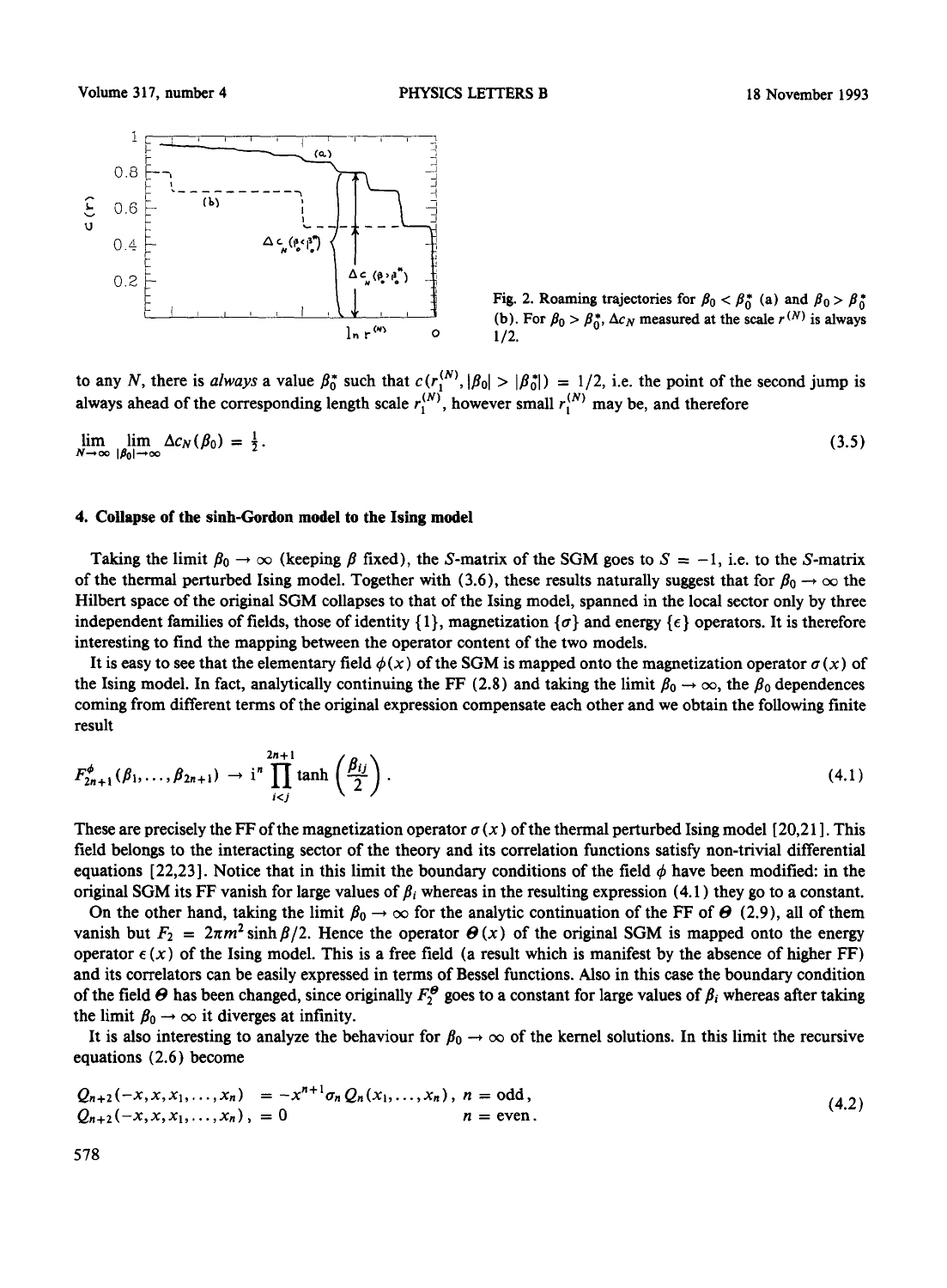Fig. 2. Roaming trajectories for $\beta_0 < \beta_0^*$ (a) and $\beta_0 > \beta_0^*$ (b). For $\beta_0 > \beta_0^*$, $\Delta c_N$ measured at the scale $r^{(N)}$ is always 1/2.

to any $N$, there is *always* a value $\beta_0^*$ such that $c(r_1^{(N)}, |\beta_0| > |\beta_0^*|) = 1/2$, i.e. the point of the second jump is always ahead of the corresponding length scale $r_1^{(N)}$, however small $r_1^{(N)}$ may be, and therefore

$$\lim_{N\to\infty} \lim_{|\beta_0|\to\infty} \Delta c_N(\beta_0) = \tfrac{1}{2}. \tag{3.5}$$

## 4. Collapse of the sinh-Gordon model to the Ising model

Taking the limit $\beta_0 \to \infty$ (keeping $\beta$ fixed), the $S$-matrix of the SGM goes to $S = -1$, i.e. to the $S$-matrix of the thermal perturbed Ising model. Together with (3.6), these results naturally suggest that for $\beta_0 \to \infty$ the Hilbert space of the original SGM collapses to that of the Ising model, spanned in the local sector only by three independent families of fields, those of identity $\{1\}$, magnetization $\{\sigma\}$ and energy $\{\epsilon\}$ operators. It is therefore interesting to find the mapping between the operator content of the two models.

It is easy to see that the elementary field $\phi(x)$ of the SGM is mapped onto the magnetization operator $\sigma(x)$ of the Ising model. In fact, analytically continuing the FF (2.8) and taking the limit $\beta_0 \to \infty$, the $\beta_0$ dependences coming from different terms of the original expression compensate each other and we obtain the following finite result

$$F_{2n+1}^{\phi}(\beta_1, \ldots, \beta_{2n+1}) \to \mathrm{i}^n \prod_{i<j}^{2n+1} \tanh\left(\frac{\beta_{ij}}{2}\right). \tag{4.1}$$

These are precisely the FF of the magnetization operator $\sigma(x)$ of the thermal perturbed Ising model [20,21]. This field belongs to the interacting sector of the theory and its correlation functions satisfy non-trivial differential equations [22,23]. Notice that in this limit the boundary conditions of the field $\phi$ have been modified: in the original SGM its FF vanish for large values of $\beta_i$ whereas in the resulting expression (4.1) they go to a constant.

On the other hand, taking the limit $\beta_0 \to \infty$ for the analytic continuation of the FF of $\Theta$ (2.9), all of them vanish but $F_2 = 2\pi m^2 \sinh \beta/2$. Hence the operator $\Theta(x)$ of the original SGM is mapped onto the energy operator $\epsilon(x)$ of the Ising model. This is a free field (a result which is manifest by the absence of higher FF) and its correlators can be easily expressed in terms of Bessel functions. Also in this case the boundary condition of the field $\Theta$ has been changed, since originally $F_2^{\Theta}$ goes to a constant for large values of $\beta_i$ whereas after taking the limit $\beta_0 \to \infty$ it diverges at infinity.

It is also interesting to analyze the behaviour for $\beta_0 \to \infty$ of the kernel solutions. In this limit the recursive equations (2.6) become

$$\begin{aligned} Q_{n+2}(-x, x, x_1, \ldots, x_n) &= -x^{n+1}\sigma_n Q_n(x_1, \ldots, x_n), \quad n = \text{odd}, \\ Q_{n+2}(-x, x, x_1, \ldots, x_n), &= 0 \qquad\qquad\qquad\qquad\quad n = \text{even}. \end{aligned} \tag{4.2}$$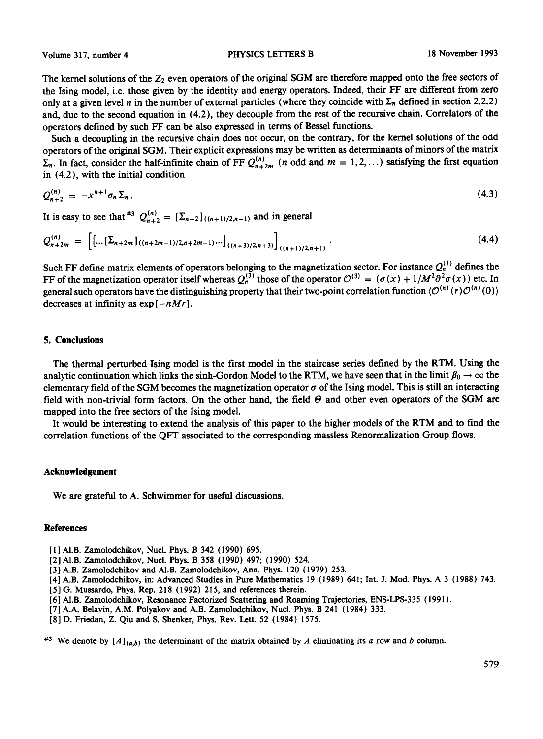The kernel solutions of the $Z_2$ even operators of the original SGM are therefore mapped onto the free sectors of the Ising model, i.e. those given by the identity and energy operators. Indeed, their FF are different from zero only at a given level $n$ in the number of external particles (where they coincide with $\Sigma_n$ defined in section 2.2.2) and, due to the second equation in (4.2), they decouple from the rest of the recursive chain. Correlators of the operators defined by such FF can be also expressed in terms of Bessel functions.

Such a decoupling in the recursive chain does not occur, on the contrary, for the kernel solutions of the odd operators of the original SGM. Their explicit expressions may be written as determinants of minors of the matrix $\Sigma_n$. In fact, consider the half-infinite chain of FF $Q_{n+2m}^{(n)}$ ($n$ odd and $m = 1, 2, \ldots$) satisfying the first equation in (4.2), with the initial condition

$$Q_{n+2}^{(n)} = -x^{n+1}\sigma_n \Sigma_n . \tag{4.3}$$

It is easy to see that[#3] $Q_{n+2}^{(n)} = [\Sigma_{n+2}]_{((n+1)/2, n-1)}$ and in general

$$Q_{n+2m}^{(n)} = \left[ \left[ \ldots [\Sigma_{n+2m}]_{((n+2m-1)/2, n+2m-1)} \ldots \right]_{((n+3)/2, n+3)} \right]_{((n+1)/2, n+1)} . \tag{4.4}$$

Such FF define matrix elements of operators belonging to the magnetization sector. For instance $Q_n^{(1)}$ defines the FF of the magnetization operator itself whereas $Q_n^{(3)}$ those of the operator $\mathcal{O}^{(3)} = (\sigma(x) + 1/M^2 \partial^2 \sigma(x))$ etc. In general such operators have the distinguishing property that their two-point correlation function $\langle \mathcal{O}^{(n)}(r) \mathcal{O}^{(n)}(0) \rangle$ decreases at infinity as $\exp[-nMr]$.

## 5. Conclusions

The thermal perturbed Ising model is the first model in the staircase series defined by the RTM. Using the analytic continuation which links the sinh-Gordon Model to the RTM, we have seen that in the limit $\beta_0 \to \infty$ the elementary field of the SGM becomes the magnetization operator $\sigma$ of the Ising model. This is still an interacting field with non-trivial form factors. On the other hand, the field $\Theta$ and other even operators of the SGM are mapped into the free sectors of the Ising model.

It would be interesting to extend the analysis of this paper to the higher models of the RTM and to find the correlation functions of the QFT associated to the corresponding massless Renormalization Group flows.

### Acknowledgement

We are grateful to A. Schwimmer for useful discussions.

### References

[1] Al.B. Zamolodchikov, Nucl. Phys. B 342 (1990) 695.

[2] Al.B. Zamolodchikov, Nucl. Phys. B 358 (1990) 497; (1990) 524.

[3] A.B. Zamolodchikov and Al.B. Zamolodchikov, Ann. Phys. 120 (1979) 253.

[4] A.B. Zamolodchikov, in: Advanced Studies in Pure Mathematics 19 (1989) 641; Int. J. Mod. Phys. A 3 (1988) 743.

[5] G. Mussardo, Phys. Rep. 218 (1992) 215, and references therein.

[6] Al.B. Zamolodchikov, Resonance Factorized Scattering and Roaming Trajectories, ENS-LPS-335 (1991).

[7] A.A. Belavin, A.M. Polyakov and A.B. Zamolodchikov, Nucl. Phys. B 241 (1984) 333.

[8] D. Friedan, Z. Qiu and S. Shenker, Phys. Rev. Lett. 52 (1984) 1575.

[#3] We denote by $[A]_{(a,b)}$ the determinant of the matrix obtained by $A$ eliminating its $a$ row and $b$ column.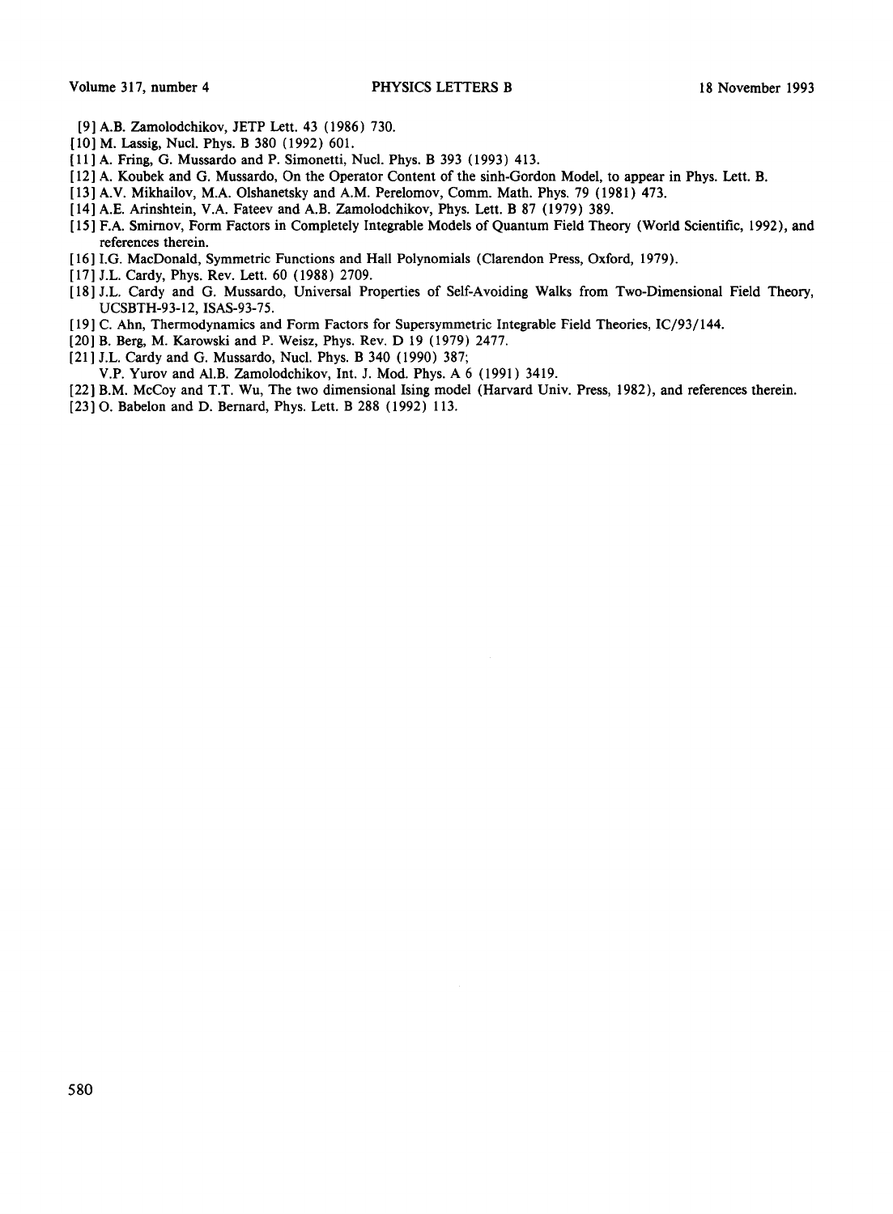[9] A.B. Zamolodchikov, JETP Lett. 43 (1986) 730.

[10] M. Lassig, Nucl. Phys. B 380 (1992) 601.

[11] A. Fring, G. Mussardo and P. Simonetti, Nucl. Phys. B 393 (1993) 413.

[12] A. Koubek and G. Mussardo, On the Operator Content of the sinh-Gordon Model, to appear in Phys. Lett. B.

[13] A.V. Mikhailov, M.A. Olshanetsky and A.M. Perelomov, Comm. Math. Phys. 79 (1981) 473.

[14] A.E. Arinshtein, V.A. Fateev and A.B. Zamolodchikov, Phys. Lett. B 87 (1979) 389.

[15] F.A. Smirnov, Form Factors in Completely Integrable Models of Quantum Field Theory (World Scientific, 1992), and references therein.

[16] I.G. MacDonald, Symmetric Functions and Hall Polynomials (Clarendon Press, Oxford, 1979).

[17] J.L. Cardy, Phys. Rev. Lett. 60 (1988) 2709.

[18] J.L. Cardy and G. Mussardo, Universal Properties of Self-Avoiding Walks from Two-Dimensional Field Theory, UCSBTH-93-12, ISAS-93-75.

[19] C. Ahn, Thermodynamics and Form Factors for Supersymmetric Integrable Field Theories, IC/93/144.

[20] B. Berg, M. Karowski and P. Weisz, Phys. Rev. D 19 (1979) 2477.

[21] J.L. Cardy and G. Mussardo, Nucl. Phys. B 340 (1990) 387;
V.P. Yurov and Al.B. Zamolodchikov, Int. J. Mod. Phys. A 6 (1991) 3419.

[22] B.M. McCoy and T.T. Wu, The two dimensional Ising model (Harvard Univ. Press, 1982), and references therein.

[23] O. Babelon and D. Bernard, Phys. Lett. B 288 (1992) 113.